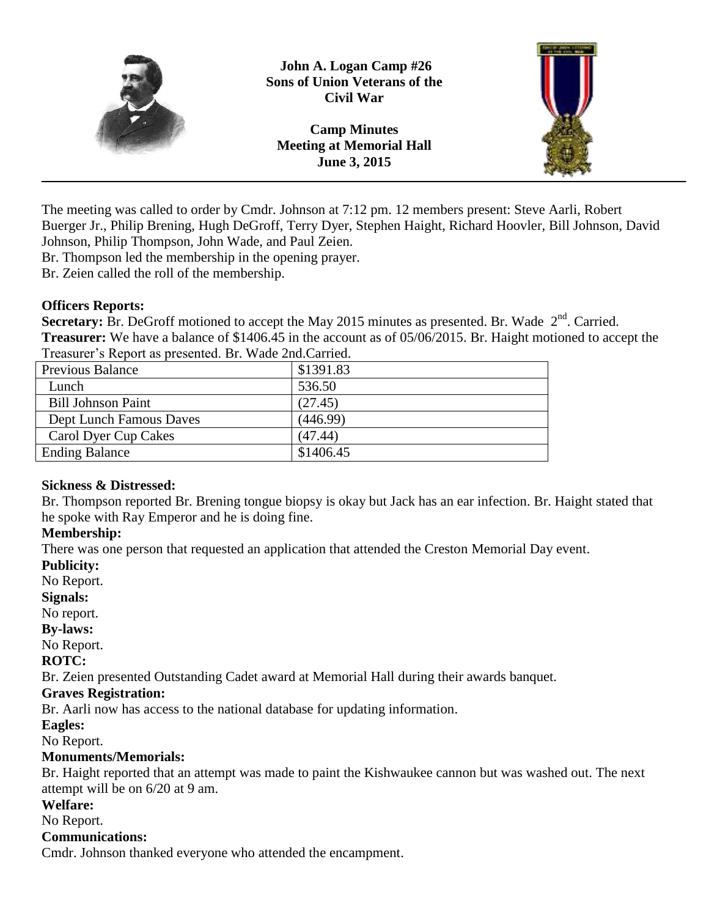**John A. Logan Camp #26**
**Sons of Union Veterans of the Civil War**

**Camp Minutes**
**Meeting at Memorial Hall**
**June 3, 2015**

---

The meeting was called to order by Cmdr. Johnson at 7:12 pm. 12 members present: Steve Aarli, Robert Buerger Jr., Philip Brening, Hugh DeGroff, Terry Dyer, Stephen Haight, Richard Hoovler, Bill Johnson, David Johnson, Philip Thompson, John Wade, and Paul Zeien.
Br. Thompson led the membership in the opening prayer.
Br. Zeien called the roll of the membership.

**Officers Reports:**
**Secretary:** Br. DeGroff motioned to accept the May 2015 minutes as presented. Br. Wade 2nd. Carried.
**Treasurer:** We have a balance of $1406.45 in the account as of 05/06/2015. Br. Haight motioned to accept the Treasurer's Report as presented. Br. Wade 2nd.Carried.

| Previous Balance | $1391.83 |
|---|---|
| Lunch | 536.50 |
| Bill Johnson Paint | (27.45) |
| Dept Lunch Famous Daves | (446.99) |
| Carol Dyer Cup Cakes | (47.44) |
| Ending Balance | $1406.45 |

**Sickness & Distressed:**
Br. Thompson reported Br. Brening tongue biopsy is okay but Jack has an ear infection. Br. Haight stated that he spoke with Ray Emperor and he is doing fine.
**Membership:**
There was one person that requested an application that attended the Creston Memorial Day event.
**Publicity:**
No Report.
**Signals:**
No report.
**By-laws:**
No Report.
**ROTC:**
Br. Zeien presented Outstanding Cadet award at Memorial Hall during their awards banquet.
**Graves Registration:**
Br. Aarli now has access to the national database for updating information.
**Eagles:**
No Report.
**Monuments/Memorials:**
Br. Haight reported that an attempt was made to paint the Kishwaukee cannon but was washed out. The next attempt will be on 6/20 at 9 am.
**Welfare:**
No Report.
**Communications:**
Cmdr. Johnson thanked everyone who attended the encampment.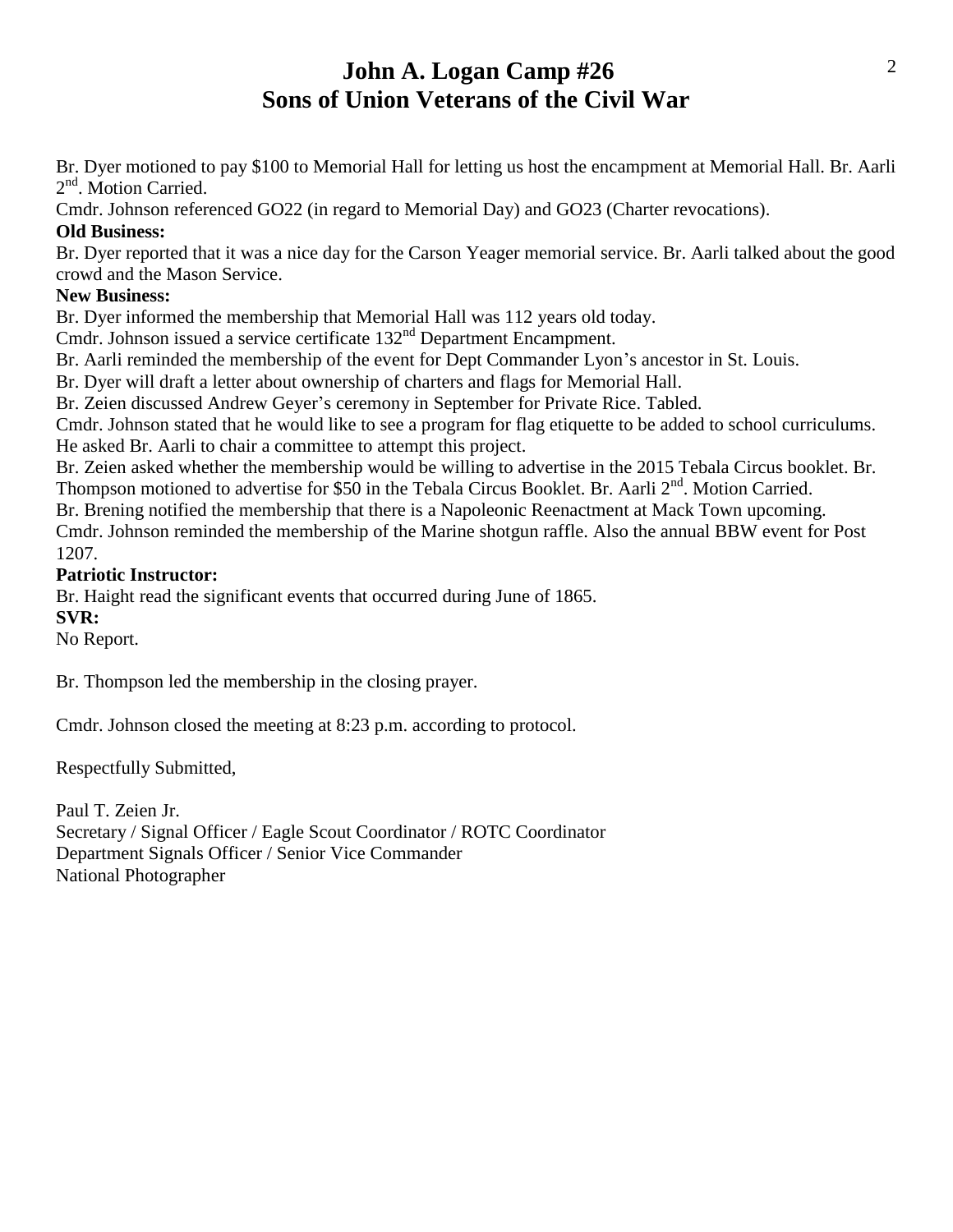# John A. Logan Camp #26
# Sons of Union Veterans of the Civil War

Br. Dyer motioned to pay $100 to Memorial Hall for letting us host the encampment at Memorial Hall. Br. Aarli 2nd. Motion Carried.

Cmdr. Johnson referenced GO22 (in regard to Memorial Day) and GO23 (Charter revocations).

**Old Business:**

Br. Dyer reported that it was a nice day for the Carson Yeager memorial service. Br. Aarli talked about the good crowd and the Mason Service.

**New Business:**

Br. Dyer informed the membership that Memorial Hall was 112 years old today.

Cmdr. Johnson issued a service certificate 132nd Department Encampment.

Br. Aarli reminded the membership of the event for Dept Commander Lyon's ancestor in St. Louis.

Br. Dyer will draft a letter about ownership of charters and flags for Memorial Hall.

Br. Zeien discussed Andrew Geyer's ceremony in September for Private Rice. Tabled.

Cmdr. Johnson stated that he would like to see a program for flag etiquette to be added to school curriculums. He asked Br. Aarli to chair a committee to attempt this project.

Br. Zeien asked whether the membership would be willing to advertise in the 2015 Tebala Circus booklet. Br. Thompson motioned to advertise for $50 in the Tebala Circus Booklet. Br. Aarli 2nd. Motion Carried.

Br. Brening notified the membership that there is a Napoleonic Reenactment at Mack Town upcoming.

Cmdr. Johnson reminded the membership of the Marine shotgun raffle. Also the annual BBW event for Post 1207.

**Patriotic Instructor:**

Br. Haight read the significant events that occurred during June of 1865.

**SVR:**

No Report.

Br. Thompson led the membership in the closing prayer.

Cmdr. Johnson closed the meeting at 8:23 p.m. according to protocol.

Respectfully Submitted,

Paul T. Zeien Jr.
Secretary / Signal Officer / Eagle Scout Coordinator / ROTC Coordinator
Department Signals Officer / Senior Vice Commander
National Photographer